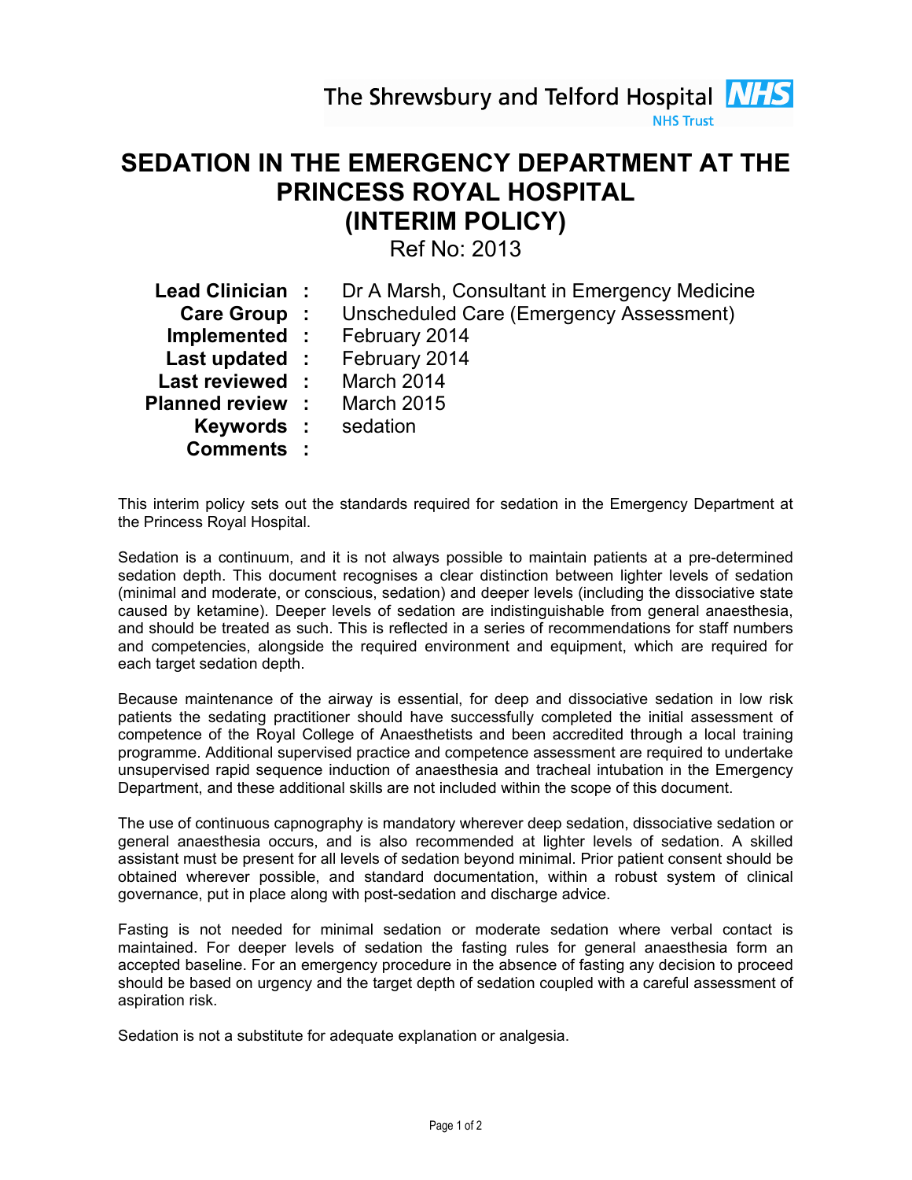The Shrewsbury and Telford Hospital NHS Trust

# SEDATION IN THE EMERGENCY DEPARTMENT AT THE PRINCESS ROYAL HOSPITAL (INTERIM POLICY)

Ref No: 2013

| | | |
|---|---|---|
| **Lead Clinician** | : | Dr A Marsh, Consultant in Emergency Medicine |
| **Care Group** | : | Unscheduled Care (Emergency Assessment) |
| **Implemented** | : | February 2014 |
| **Last updated** | : | February 2014 |
| **Last reviewed** | : | March 2014 |
| **Planned review** | : | March 2015 |
| **Keywords** | : | sedation |
| **Comments** | : | |

This interim policy sets out the standards required for sedation in the Emergency Department at the Princess Royal Hospital.

Sedation is a continuum, and it is not always possible to maintain patients at a pre-determined sedation depth. This document recognises a clear distinction between lighter levels of sedation (minimal and moderate, or conscious, sedation) and deeper levels (including the dissociative state caused by ketamine). Deeper levels of sedation are indistinguishable from general anaesthesia, and should be treated as such. This is reflected in a series of recommendations for staff numbers and competencies, alongside the required environment and equipment, which are required for each target sedation depth.

Because maintenance of the airway is essential, for deep and dissociative sedation in low risk patients the sedating practitioner should have successfully completed the initial assessment of competence of the Royal College of Anaesthetists and been accredited through a local training programme. Additional supervised practice and competence assessment are required to undertake unsupervised rapid sequence induction of anaesthesia and tracheal intubation in the Emergency Department, and these additional skills are not included within the scope of this document.

The use of continuous capnography is mandatory wherever deep sedation, dissociative sedation or general anaesthesia occurs, and is also recommended at lighter levels of sedation. A skilled assistant must be present for all levels of sedation beyond minimal. Prior patient consent should be obtained wherever possible, and standard documentation, within a robust system of clinical governance, put in place along with post-sedation and discharge advice.

Fasting is not needed for minimal sedation or moderate sedation where verbal contact is maintained. For deeper levels of sedation the fasting rules for general anaesthesia form an accepted baseline. For an emergency procedure in the absence of fasting any decision to proceed should be based on urgency and the target depth of sedation coupled with a careful assessment of aspiration risk.

Sedation is not a substitute for adequate explanation or analgesia.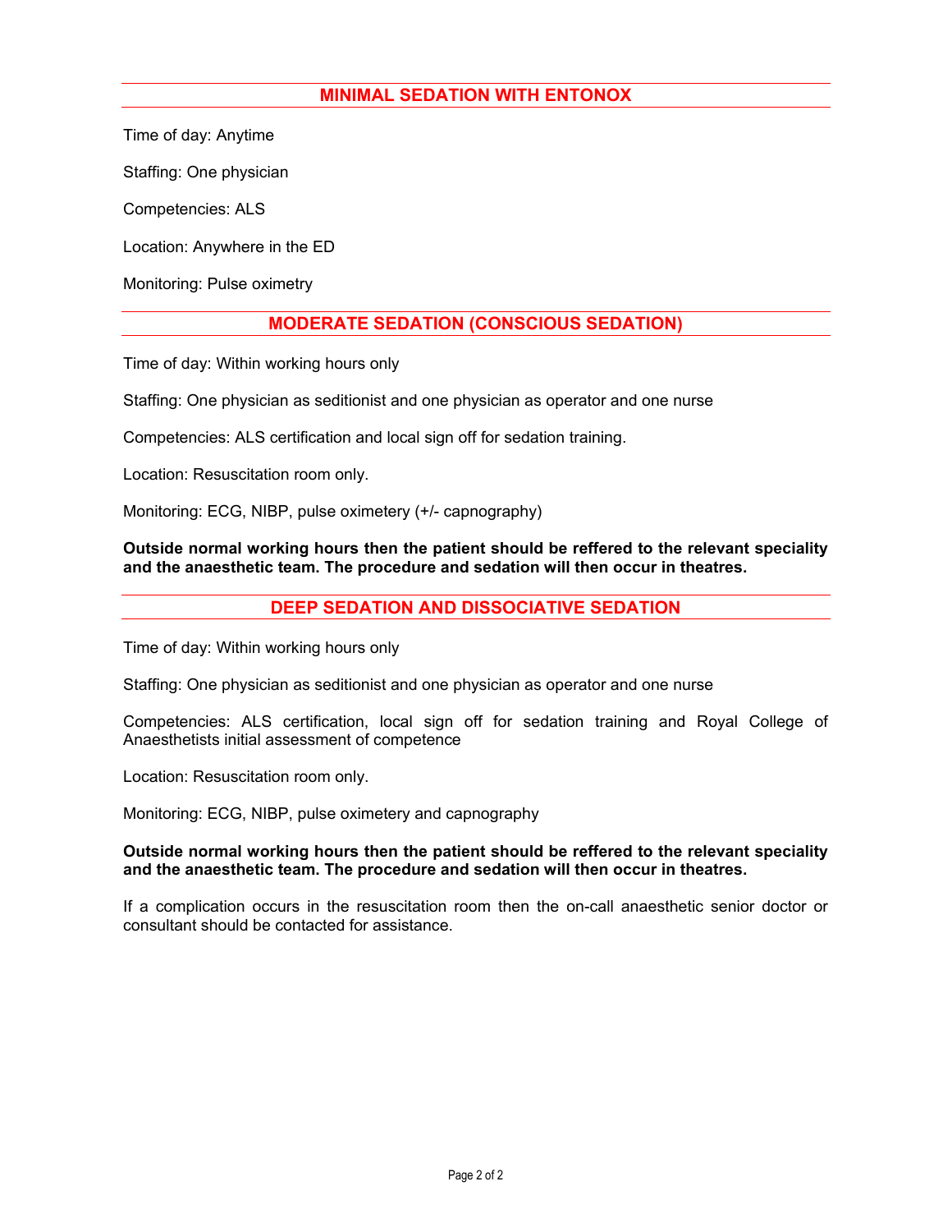## MINIMAL SEDATION WITH ENTONOX

Time of day: Anytime

Staffing: One physician

Competencies: ALS

Location: Anywhere in the ED

Monitoring: Pulse oximetry

## MODERATE SEDATION (CONSCIOUS SEDATION)

Time of day: Within working hours only

Staffing: One physician as seditionist and one physician as operator and one nurse

Competencies: ALS certification and local sign off for sedation training.

Location: Resuscitation room only.

Monitoring: ECG, NIBP, pulse oximetery (+/- capnography)

**Outside normal working hours then the patient should be reffered to the relevant speciality and the anaesthetic team. The procedure and sedation will then occur in theatres.**

## DEEP SEDATION AND DISSOCIATIVE SEDATION

Time of day: Within working hours only

Staffing: One physician as seditionist and one physician as operator and one nurse

Competencies: ALS certification, local sign off for sedation training and Royal College of Anaesthetists initial assessment of competence

Location: Resuscitation room only.

Monitoring: ECG, NIBP, pulse oximetery and capnography

**Outside normal working hours then the patient should be reffered to the relevant speciality and the anaesthetic team. The procedure and sedation will then occur in theatres.**

If a complication occurs in the resuscitation room then the on-call anaesthetic senior doctor or consultant should be contacted for assistance.